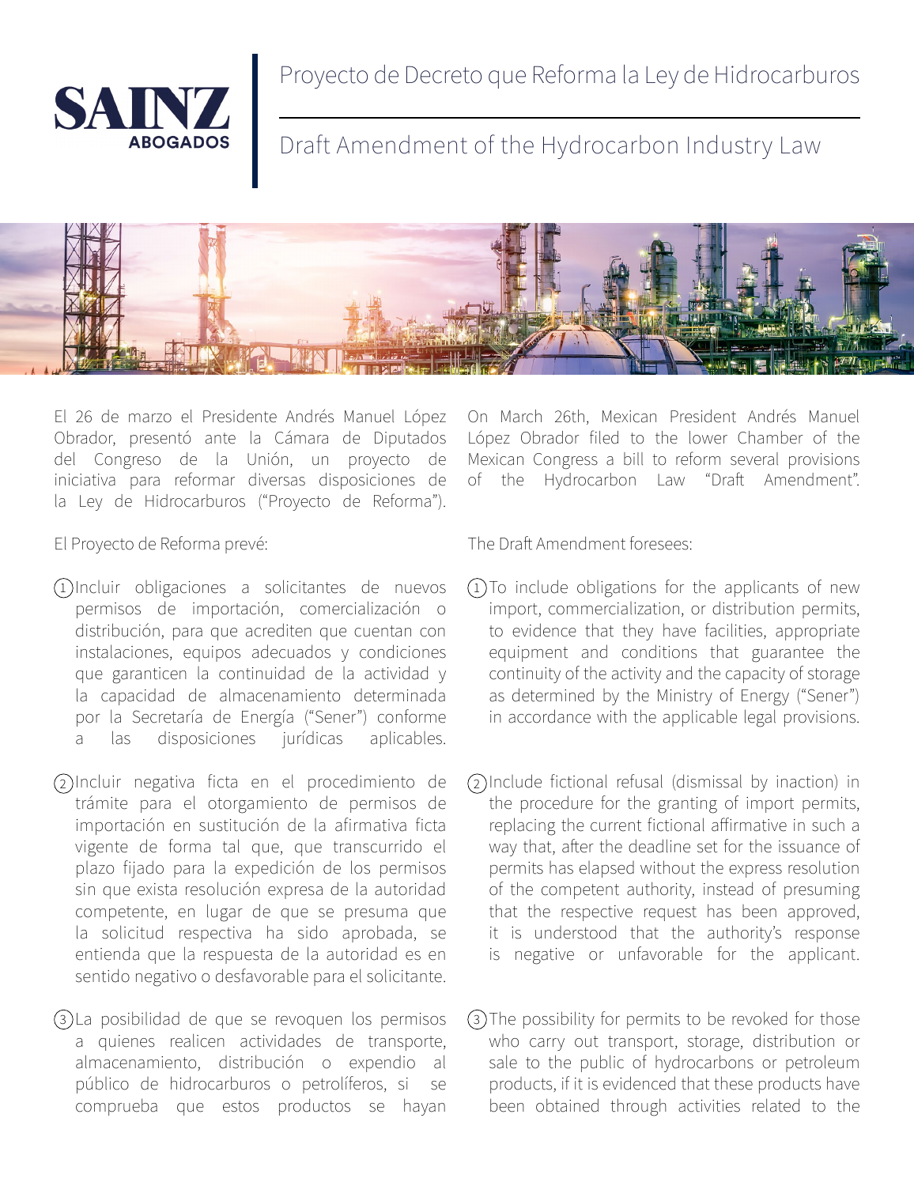SAINZ ABOGADOS

# Proyecto de Decreto que Reforma la Ley de Hidrocarburos

# Draft Amendment of the Hydrocarbon Industry Law

El 26 de marzo el Presidente Andrés Manuel López Obrador, presentó ante la Cámara de Diputados del Congreso de la Unión, un proyecto de iniciativa para reformar diversas disposiciones de la Ley de Hidrocarburos ("Proyecto de Reforma").

El Proyecto de Reforma prevé:

1. Incluir obligaciones a solicitantes de nuevos permisos de importación, comercialización o distribución, para que acrediten que cuentan con instalaciones, equipos adecuados y condiciones que garanticen la continuidad de la actividad y la capacidad de almacenamiento determinada por la Secretaría de Energía ("Sener") conforme a las disposiciones jurídicas aplicables.

2. Incluir negativa ficta en el procedimiento de trámite para el otorgamiento de permisos de importación en sustitución de la afirmativa ficta vigente de forma tal que, que transcurrido el plazo fijado para la expedición de los permisos sin que exista resolución expresa de la autoridad competente, en lugar de que se presuma que la solicitud respectiva ha sido aprobada, se entienda que la respuesta de la autoridad es en sentido negativo o desfavorable para el solicitante.

3. La posibilidad de que se revoquen los permisos a quienes realicen actividades de transporte, almacenamiento, distribución o expendio al público de hidrocarburos o petrolíferos, si se comprueba que estos productos se hayan

On March 26th, Mexican President Andrés Manuel López Obrador filed to the lower Chamber of the Mexican Congress a bill to reform several provisions of the Hydrocarbon Law "Draft Amendment".

The Draft Amendment foresees:

1. To include obligations for the applicants of new import, commercialization, or distribution permits, to evidence that they have facilities, appropriate equipment and conditions that guarantee the continuity of the activity and the capacity of storage as determined by the Ministry of Energy ("Sener") in accordance with the applicable legal provisions.

2. Include fictional refusal (dismissal by inaction) in the procedure for the granting of import permits, replacing the current fictional affirmative in such a way that, after the deadline set for the issuance of permits has elapsed without the express resolution of the competent authority, instead of presuming that the respective request has been approved, it is understood that the authority's response is negative or unfavorable for the applicant.

3. The possibility for permits to be revoked for those who carry out transport, storage, distribution or sale to the public of hydrocarbons or petroleum products, if it is evidenced that these products have been obtained through activities related to the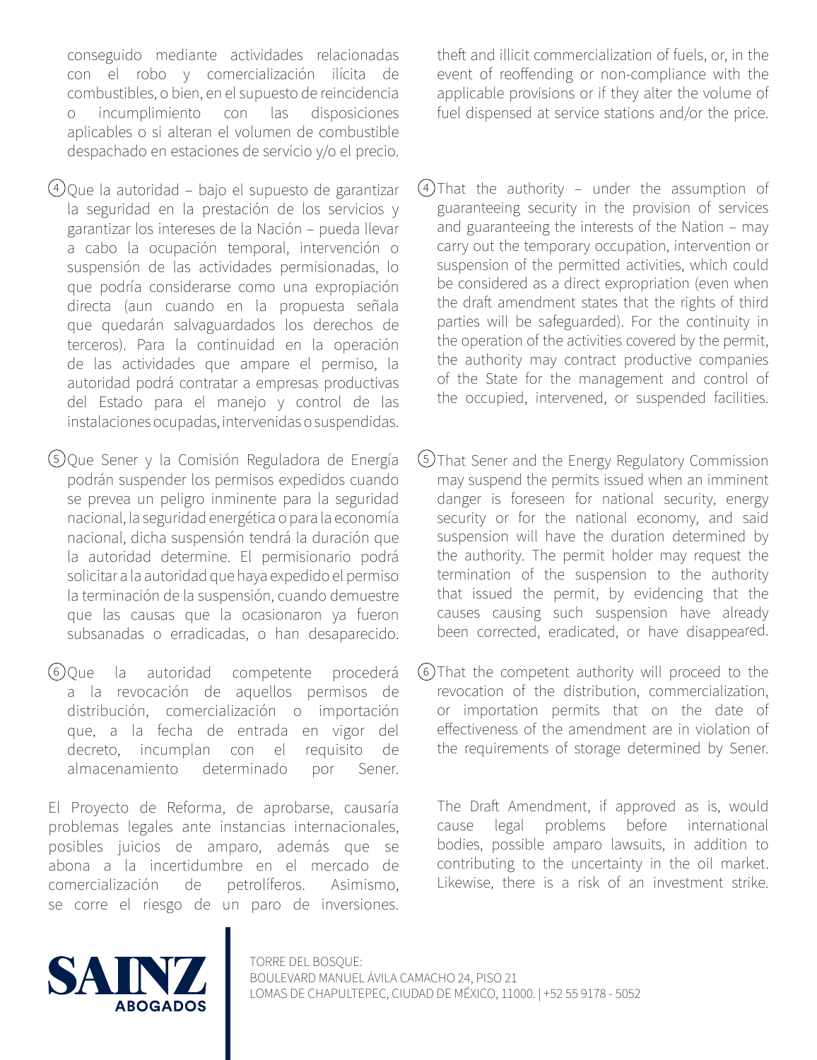conseguido mediante actividades relacionadas con el robo y comercialización ilícita de combustibles, o bien, en el supuesto de reincidencia o incumplimiento con las disposiciones aplicables o si alteran el volumen de combustible despachado en estaciones de servicio y/o el precio.

4. Que la autoridad – bajo el supuesto de garantizar la seguridad en la prestación de los servicios y garantizar los intereses de la Nación – pueda llevar a cabo la ocupación temporal, intervención o suspensión de las actividades permisionadas, lo que podría considerarse como una expropiación directa (aun cuando en la propuesta señala que quedarán salvaguardados los derechos de terceros). Para la continuidad en la operación de las actividades que ampare el permiso, la autoridad podrá contratar a empresas productivas del Estado para el manejo y control de las instalaciones ocupadas, intervenidas o suspendidas.

5. Que Sener y la Comisión Reguladora de Energía podrán suspender los permisos expedidos cuando se prevea un peligro inminente para la seguridad nacional, la seguridad energética o para la economía nacional, dicha suspensión tendrá la duración que la autoridad determine. El permisionario podrá solicitar a la autoridad que haya expedido el permiso la terminación de la suspensión, cuando demuestre que las causas que la ocasionaron ya fueron subsanadas o erradicadas, o han desaparecido.

6. Que la autoridad competente procederá a la revocación de aquellos permisos de distribución, comercialización o importación que, a la fecha de entrada en vigor del decreto, incumplan con el requisito de almacenamiento determinado por Sener.

El Proyecto de Reforma, de aprobarse, causaría problemas legales ante instancias internacionales, posibles juicios de amparo, además que se abona a la incertidumbre en el mercado de comercialización de petrolíferos. Asimismo, se corre el riesgo de un paro de inversiones.

theft and illicit commercialization of fuels, or, in the event of reoffending or non-compliance with the applicable provisions or if they alter the volume of fuel dispensed at service stations and/or the price.

4. That the authority – under the assumption of guaranteeing security in the provision of services and guaranteeing the interests of the Nation – may carry out the temporary occupation, intervention or suspension of the permitted activities, which could be considered as a direct expropriation (even when the draft amendment states that the rights of third parties will be safeguarded). For the continuity in the operation of the activities covered by the permit, the authority may contract productive companies of the State for the management and control of the occupied, intervened, or suspended facilities.

5. That Sener and the Energy Regulatory Commission may suspend the permits issued when an imminent danger is foreseen for national security, energy security or for the national economy, and said suspension will have the duration determined by the authority. The permit holder may request the termination of the suspension to the authority that issued the permit, by evidencing that the causes causing such suspension have already been corrected, eradicated, or have disappeared.

6. That the competent authority will proceed to the revocation of the distribution, commercialization, or importation permits that on the date of effectiveness of the amendment are in violation of the requirements of storage determined by Sener.

The Draft Amendment, if approved as is, would cause legal problems before international bodies, possible amparo lawsuits, in addition to contributing to the uncertainty in the oil market. Likewise, there is a risk of an investment strike.

SAINZ ABOGADOS

TORRE DEL BOSQUE:
BOULEVARD MANUEL ÁVILA CAMACHO 24, PISO 21
LOMAS DE CHAPULTEPEC, CIUDAD DE MÉXICO, 11000. | +52 55 9178 - 5052